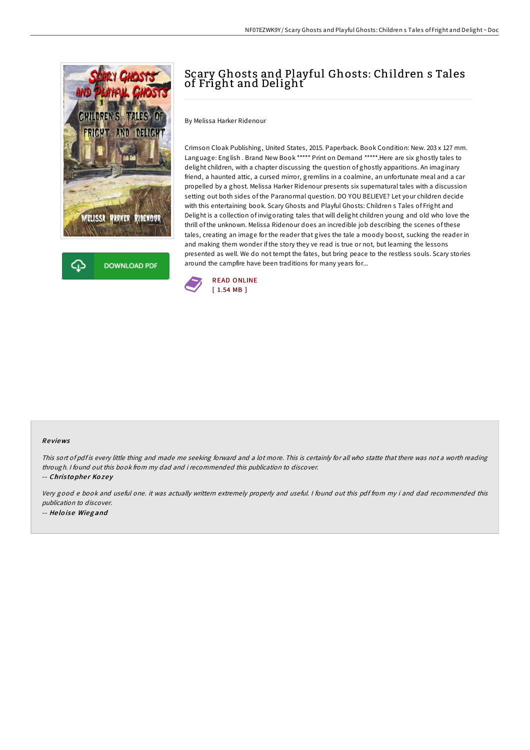# Scary Ghosts and Playful Ghosts: Children s Tales of Fright and Delight

By Melissa Harker Ridenour

Crimson Cloak Publishing, United States, 2015. Paperback. Book Condition: New. 203 x 127 mm. Language: English . Brand New Book ***** Print on Demand *****.Here are six ghostly tales to delight children, with a chapter discussing the question of ghostly apparitions. An imaginary friend, a haunted attic, a cursed mirror, gremlins in a coalmine, an unfortunate meal and a car propelled by a ghost. Melissa Harker Ridenour presents six supernatural tales with a discussion setting out both sides of the Paranormal question. DO YOU BELIEVE? Let your children decide with this entertaining book. Scary Ghosts and Playful Ghosts: Children s Tales of Fright and Delight is a collection of invigorating tales that will delight children young and old who love the thrill of the unknown. Melissa Ridenour does an incredible job describing the scenes of these tales, creating an image for the reader that gives the tale a moody boost, sucking the reader in and making them wonder if the story they ve read is true or not, but learning the lessons presented as well. We do not tempt the fates, but bring peace to the restless souls. Scary stories around the campfire have been traditions for many years for...

DOWNLOAD PDF

READ ONLINE
[ 1.54 MB ]

## Reviews

*This sort of pdf is every little thing and made me seeking forward and a lot more. This is certainly for all who statte that there was not a worth reading through. I found out this book from my dad and i recommended this publication to discover.*

-- ***Christopher Kozey***

*Very good e book and useful one. it was actually writtern extremely properly and useful. I found out this pdf from my i and dad recommended this publication to discover.*

-- ***Heloise Wiegand***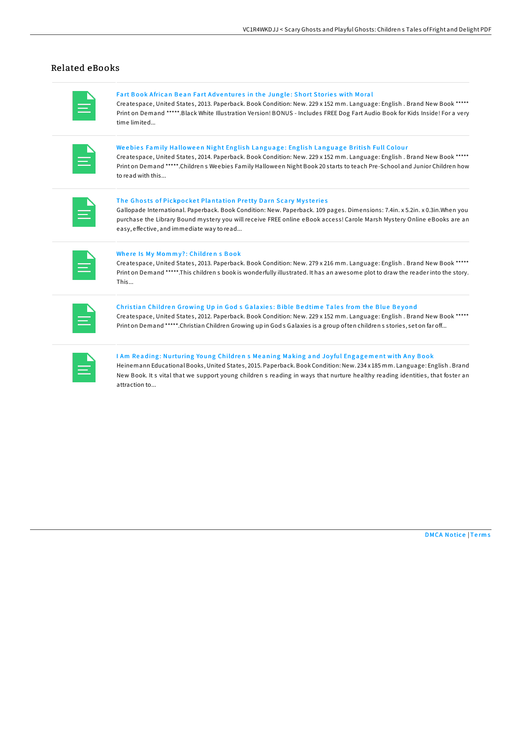## Related eBooks

### Fart Book African Bean Fart Adventures in the Jungle: Short Stories with Moral

Createspace, United States, 2013. Paperback. Book Condition: New. 229 x 152 mm. Language: English . Brand New Book ***** Print on Demand *****.Black White Illustration Version! BONUS - Includes FREE Dog Fart Audio Book for Kids Inside! For a very time limited...

### Weebies Family Halloween Night English Language: English Language British Full Colour

Createspace, United States, 2014. Paperback. Book Condition: New. 229 x 152 mm. Language: English . Brand New Book ***** Print on Demand *****.Children s Weebies Family Halloween Night Book 20 starts to teach Pre-School and Junior Children how to read with this...

### The Ghosts of Pickpocket Plantation Pretty Darn Scary Mysteries

Gallopade International. Paperback. Book Condition: New. Paperback. 109 pages. Dimensions: 7.4in. x 5.2in. x 0.3in.When you purchase the Library Bound mystery you will receive FREE online eBook access! Carole Marsh Mystery Online eBooks are an easy, effective, and immediate way to read...

### Where Is My Mommy?: Children s Book

Createspace, United States, 2013. Paperback. Book Condition: New. 279 x 216 mm. Language: English . Brand New Book ***** Print on Demand *****.This children s book is wonderfully illustrated. It has an awesome plot to draw the reader into the story. This...

### Christian Children Growing Up in God s Galaxies: Bible Bedtime Tales from the Blue Beyond

Createspace, United States, 2012. Paperback. Book Condition: New. 229 x 152 mm. Language: English . Brand New Book ***** Print on Demand *****.Christian Children Growing up in God s Galaxies is a group often children s stories, set on far off...

### I Am Reading: Nurturing Young Children s Meaning Making and Joyful Engagement with Any Book

Heinemann Educational Books, United States, 2015. Paperback. Book Condition: New. 234 x 185 mm. Language: English . Brand New Book. It s vital that we support young children s reading in ways that nurture healthy reading identities, that foster an attraction to...